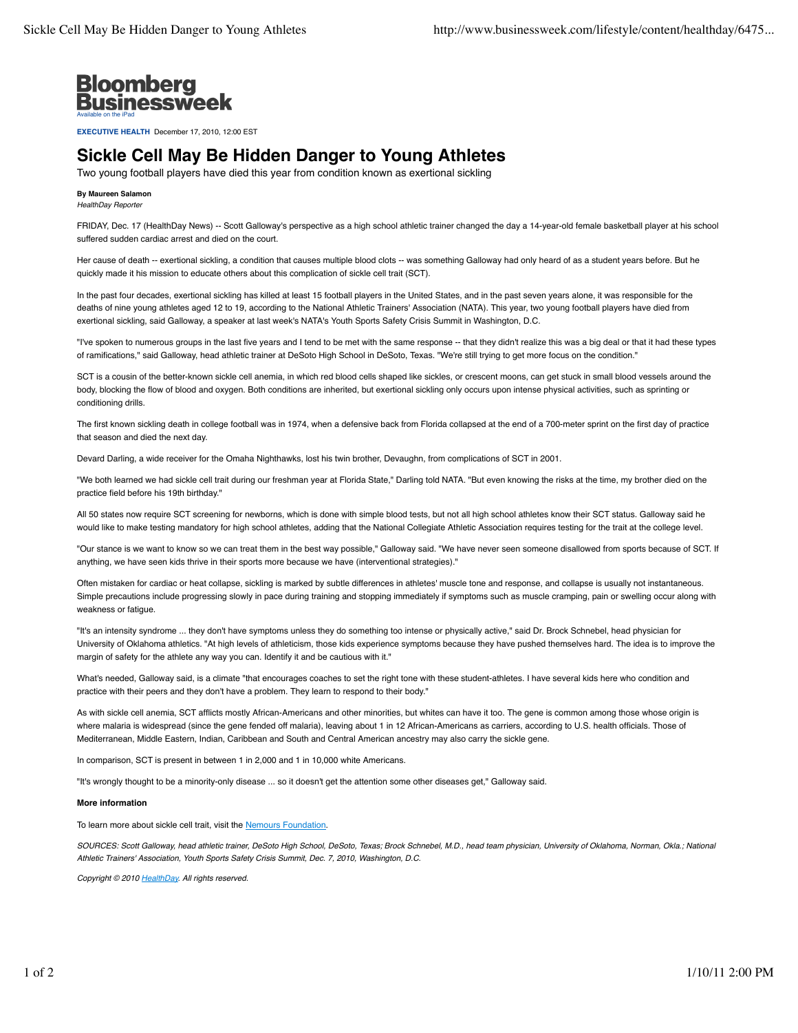**Bloomberg Businessweek**
Available on the iPad

**EXECUTIVE HEALTH** December 17, 2010, 12:00 EST

# Sickle Cell May Be Hidden Danger to Young Athletes

Two young football players have died this year from condition known as exertional sickling

**By Maureen Salamon**
*HealthDay Reporter*

FRIDAY, Dec. 17 (HealthDay News) -- Scott Galloway's perspective as a high school athletic trainer changed the day a 14-year-old female basketball player at his school suffered sudden cardiac arrest and died on the court.

Her cause of death -- exertional sickling, a condition that causes multiple blood clots -- was something Galloway had only heard of as a student years before. But he quickly made it his mission to educate others about this complication of sickle cell trait (SCT).

In the past four decades, exertional sickling has killed at least 15 football players in the United States, and in the past seven years alone, it was responsible for the deaths of nine young athletes aged 12 to 19, according to the National Athletic Trainers' Association (NATA). This year, two young football players have died from exertional sickling, said Galloway, a speaker at last week's NATA's Youth Sports Safety Crisis Summit in Washington, D.C.

"I've spoken to numerous groups in the last five years and I tend to be met with the same response -- that they didn't realize this was a big deal or that it had these types of ramifications," said Galloway, head athletic trainer at DeSoto High School in DeSoto, Texas. "We're still trying to get more focus on the condition."

SCT is a cousin of the better-known sickle cell anemia, in which red blood cells shaped like sickles, or crescent moons, can get stuck in small blood vessels around the body, blocking the flow of blood and oxygen. Both conditions are inherited, but exertional sickling only occurs upon intense physical activities, such as sprinting or conditioning drills.

The first known sickling death in college football was in 1974, when a defensive back from Florida collapsed at the end of a 700-meter sprint on the first day of practice that season and died the next day.

Devard Darling, a wide receiver for the Omaha Nighthawks, lost his twin brother, Devaughn, from complications of SCT in 2001.

"We both learned we had sickle cell trait during our freshman year at Florida State," Darling told NATA. "But even knowing the risks at the time, my brother died on the practice field before his 19th birthday."

All 50 states now require SCT screening for newborns, which is done with simple blood tests, but not all high school athletes know their SCT status. Galloway said he would like to make testing mandatory for high school athletes, adding that the National Collegiate Athletic Association requires testing for the trait at the college level.

"Our stance is we want to know so we can treat them in the best way possible," Galloway said. "We have never seen someone disallowed from sports because of SCT. If anything, we have seen kids thrive in their sports more because we have (interventional strategies)."

Often mistaken for cardiac or heat collapse, sickling is marked by subtle differences in athletes' muscle tone and response, and collapse is usually not instantaneous. Simple precautions include progressing slowly in pace during training and stopping immediately if symptoms such as muscle cramping, pain or swelling occur along with weakness or fatigue.

"It's an intensity syndrome ... they don't have symptoms unless they do something too intense or physically active," said Dr. Brock Schnebel, head physician for University of Oklahoma athletics. "At high levels of athleticism, those kids experience symptoms because they have pushed themselves hard. The idea is to improve the margin of safety for the athlete any way you can. Identify it and be cautious with it."

What's needed, Galloway said, is a climate "that encourages coaches to set the right tone with these student-athletes. I have several kids here who condition and practice with their peers and they don't have a problem. They learn to respond to their body."

As with sickle cell anemia, SCT afflicts mostly African-Americans and other minorities, but whites can have it too. The gene is common among those whose origin is where malaria is widespread (since the gene fended off malaria), leaving about 1 in 12 African-Americans as carriers, according to U.S. health officials. Those of Mediterranean, Middle Eastern, Indian, Caribbean and South and Central American ancestry may also carry the sickle gene.

In comparison, SCT is present in between 1 in 2,000 and 1 in 10,000 white Americans.

"It's wrongly thought to be a minority-only disease ... so it doesn't get the attention some other diseases get," Galloway said.

**More information**

To learn more about sickle cell trait, visit the Nemours Foundation.

*SOURCES: Scott Galloway, head athletic trainer, DeSoto High School, DeSoto, Texas; Brock Schnebel, M.D., head team physician, University of Oklahoma, Norman, Okla.; National Athletic Trainers' Association, Youth Sports Safety Crisis Summit, Dec. 7, 2010, Washington, D.C.*

*Copyright © 2010 HealthDay. All rights reserved.*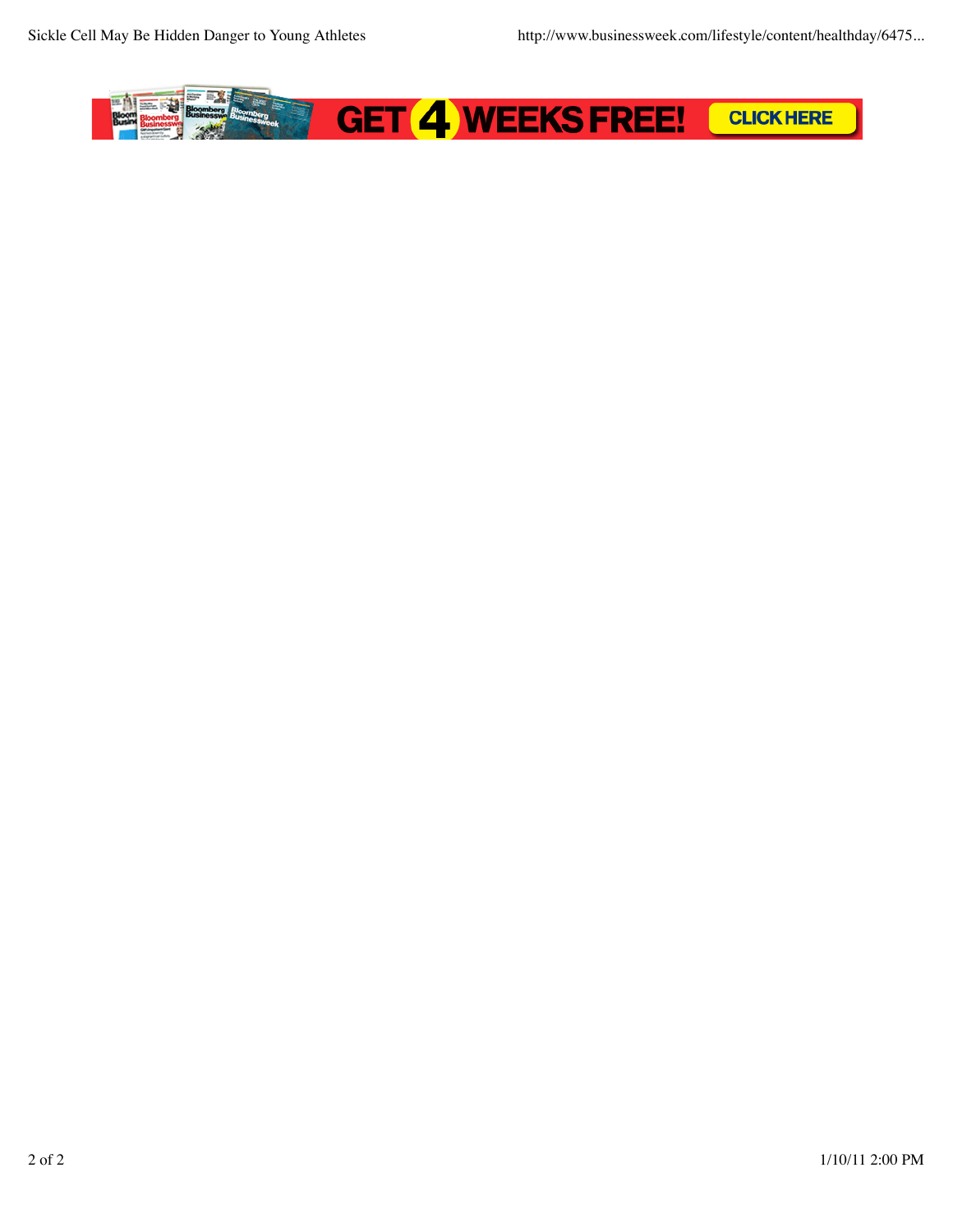GET 4 WEEKS FREE! CLICK HERE